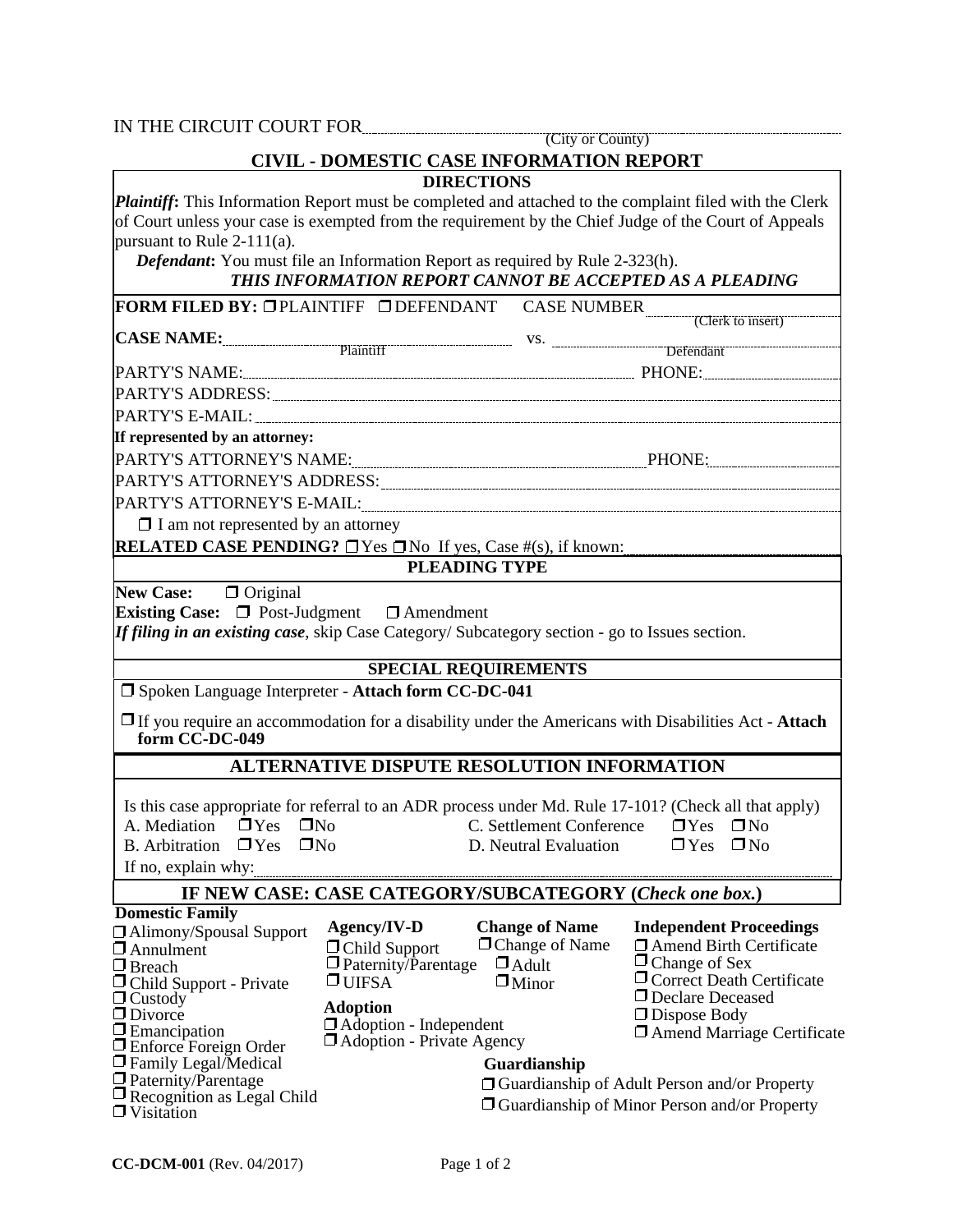IN THE CIRCUIT COURT FOR ______________________________
(City or County)

## CIVIL - DOMESTIC CASE INFORMATION REPORT

### DIRECTIONS

***Plaintiff*:** This Information Report must be completed and attached to the complaint filed with the Clerk of Court unless your case is exempted from the requirement by the Chief Judge of the Court of Appeals pursuant to Rule 2-111(a).

***Defendant*:** You must file an Information Report as required by Rule 2-323(h).

***THIS INFORMATION REPORT CANNOT BE ACCEPTED AS A PLEADING***

**FORM FILED BY:** ☐ PLAINTIFF ☐ DEFENDANT CASE NUMBER ______________ (Clerk to insert)

**CASE NAME:** ______________ (Plaintiff) vs. ______________ (Defendant)

PARTY'S NAME: ______________ PHONE: ______________

PARTY'S ADDRESS: ______________

PARTY'S E-MAIL: ______________

**If represented by an attorney:**

PARTY'S ATTORNEY'S NAME: ______________ PHONE: ______________

PARTY'S ATTORNEY'S ADDRESS: ______________

PARTY'S ATTORNEY'S E-MAIL: ______________

☐ I am not represented by an attorney

**RELATED CASE PENDING?** ☐ Yes ☐ No If yes, Case #(s), if known: ______________

### PLEADING TYPE

**New Case:** ☐ Original

**Existing Case:** ☐ Post-Judgment ☐ Amendment

***If filing in an existing case***, skip Case Category/ Subcategory section - go to Issues section.

### SPECIAL REQUIREMENTS

☐ Spoken Language Interpreter - **Attach form CC-DC-041**

☐ If you require an accommodation for a disability under the Americans with Disabilities Act - **Attach form CC-DC-049**

### ALTERNATIVE DISPUTE RESOLUTION INFORMATION

Is this case appropriate for referral to an ADR process under Md. Rule 17-101? (Check all that apply)

A. Mediation ☐ Yes ☐ No

B. Arbitration ☐ Yes ☐ No

C. Settlement Conference ☐ Yes ☐ No

D. Neutral Evaluation ☐ Yes ☐ No

If no, explain why: ______________

### IF NEW CASE: CASE CATEGORY/SUBCATEGORY (*Check one box.*)

**Domestic Family**
- ☐ Alimony/Spousal Support
- ☐ Annulment
- ☐ Breach
- ☐ Child Support - Private
- ☐ Custody
- ☐ Divorce
- ☐ Emancipation
- ☐ Enforce Foreign Order
- ☐ Family Legal/Medical
- ☐ Paternity/Parentage
- ☐ Recognition as Legal Child
- ☐ Visitation

**Agency/IV-D**
- ☐ Child Support
- ☐ Paternity/Parentage
- ☐ UIFSA

**Adoption**
- ☐ Adoption - Independent
- ☐ Adoption - Private Agency

**Change of Name**
- ☐ Change of Name
  - ☐ Adult
  - ☐ Minor

**Independent Proceedings**
- ☐ Amend Birth Certificate
- ☐ Change of Sex
- ☐ Correct Death Certificate
- ☐ Declare Deceased
- ☐ Dispose Body
- ☐ Amend Marriage Certificate

**Guardianship**
- ☐ Guardianship of Adult Person and/or Property
- ☐ Guardianship of Minor Person and/or Property

**CC-DCM-001** (Rev. 04/2017)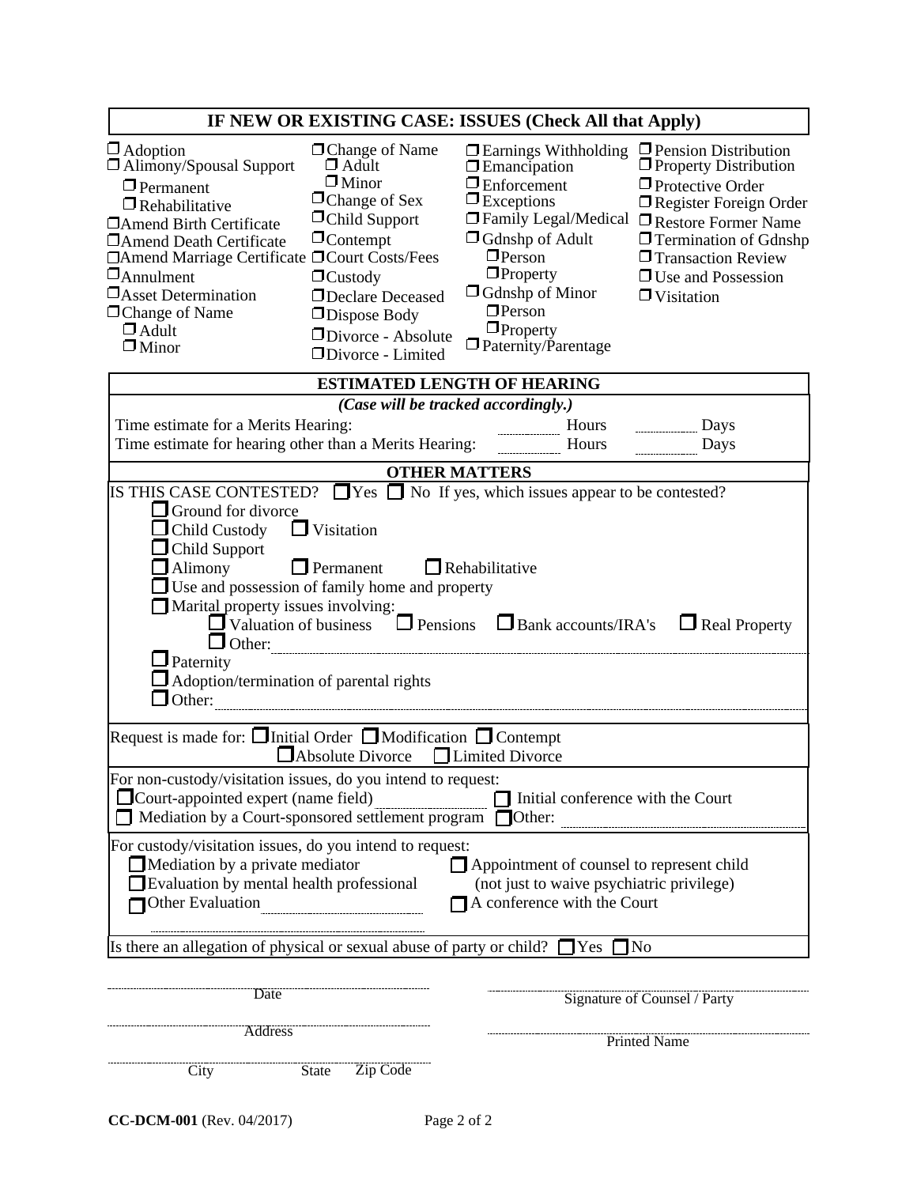## IF NEW OR EXISTING CASE: ISSUES (Check All that Apply)

- ☐ Adoption
- ☐ Alimony/Spousal Support
  - ☐ Permanent
  - ☐ Rehabilitative
- ☐ Amend Birth Certificate
- ☐ Amend Death Certificate
- ☐ Amend Marriage Certificate
- ☐ Annulment
- ☐ Asset Determination
- ☐ Change of Name
  - ☐ Adult
  - ☐ Minor
- ☐ Change of Name
  - ☐ Adult
  - ☐ Minor
- ☐ Change of Sex
- ☐ Child Support
- ☐ Contempt
- ☐ Court Costs/Fees
- ☐ Custody
- ☐ Declare Deceased
- ☐ Dispose Body
- ☐ Divorce - Absolute
- ☐ Divorce - Limited
- ☐ Earnings Withholding
- ☐ Emancipation
- ☐ Enforcement
- ☐ Exceptions
- ☐ Family Legal/Medical
- ☐ Gdnshp of Adult
  - ☐ Person
  - ☐ Property
- ☐ Gdnshp of Minor
  - ☐ Person
  - ☐ Property
- ☐ Paternity/Parentage
- ☐ Pension Distribution
- ☐ Property Distribution
- ☐ Protective Order
- ☐ Register Foreign Order
- ☐ Restore Former Name
- ☐ Termination of Gdnshp
- ☐ Transaction Review
- ☐ Use and Possession
- ☐ Visitation

## ESTIMATED LENGTH OF HEARING

*(Case will be tracked accordingly.)*

Time estimate for a Merits Hearing: ________ Hours ________ Days

Time estimate for hearing other than a Merits Hearing: ________ Hours ________ Days

## OTHER MATTERS

IS THIS CASE CONTESTED? ☐ Yes ☐ No If yes, which issues appear to be contested?

- ☐ Ground for divorce
- ☐ Child Custody ☐ Visitation
- ☐ Child Support
- ☐ Alimony ☐ Permanent ☐ Rehabilitative
- ☐ Use and possession of family home and property
- ☐ Marital property issues involving:
  - ☐ Valuation of business ☐ Pensions ☐ Bank accounts/IRA's ☐ Real Property
  - ☐ Other: ____________________
- ☐ Paternity
- ☐ Adoption/termination of parental rights
- ☐ Other: ____________________

Request is made for: ☐ Initial Order ☐ Modification ☐ Contempt ☐ Absolute Divorce ☐ Limited Divorce

For non-custody/visitation issues, do you intend to request:

- ☐ Court-appointed expert (name field) ____________ ☐ Initial conference with the Court
- ☐ Mediation by a Court-sponsored settlement program ☐ Other: ____________

For custody/visitation issues, do you intend to request:

- ☐ Mediation by a private mediator
- ☐ Evaluation by mental health professional
- ☐ Other Evaluation ____________________
- ☐ Appointment of counsel to represent child (not just to waive psychiatric privilege)
- ☐ A conference with the Court

Is there an allegation of physical or sexual abuse of party or child? ☐ Yes ☐ No

________________________ Date

________________________ Signature of Counsel / Party

________________________ Address

________________________ Printed Name

________________________ City State Zip Code

**CC-DCM-001** (Rev. 04/2017)